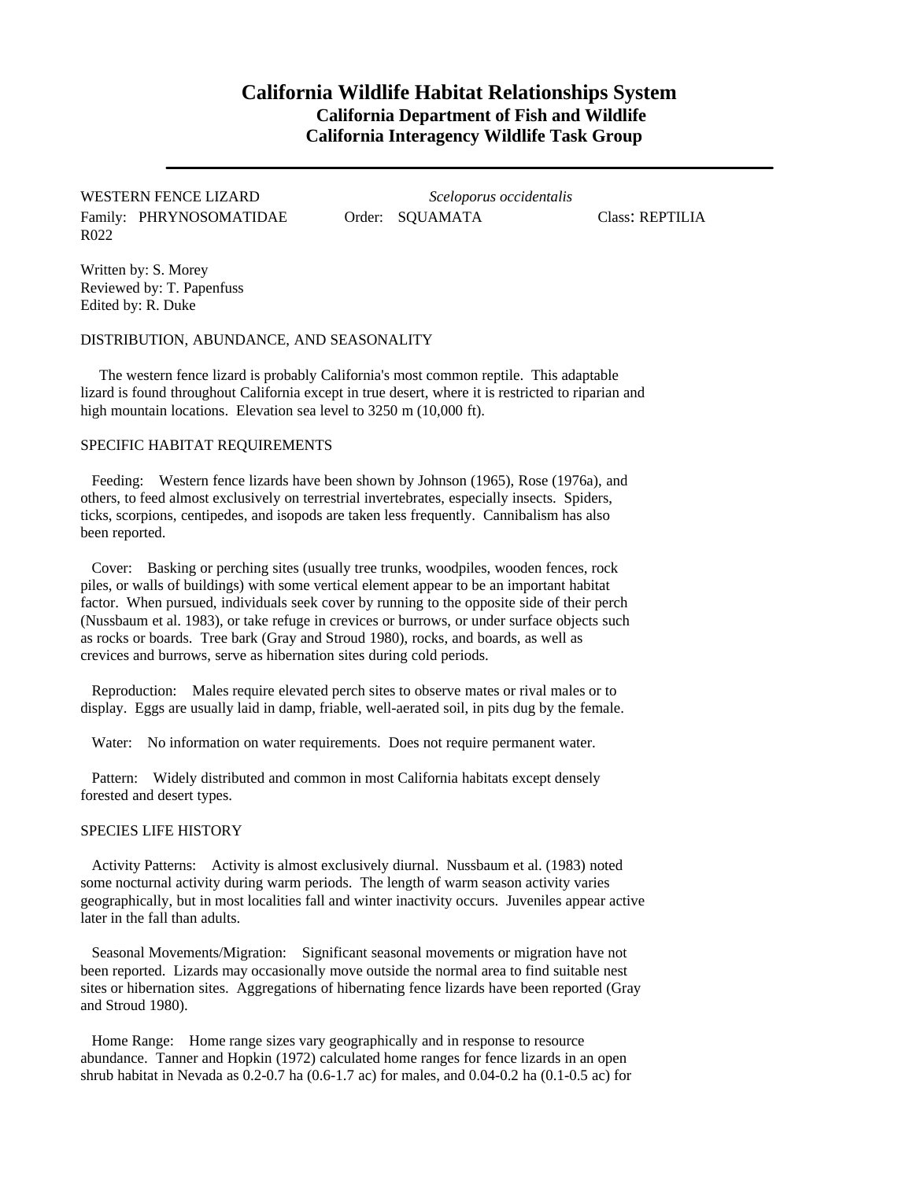# California Wildlife Habitat Relationships System

## California Department of Fish and Wildlife

## California Interagency Wildlife Task Group

---

WESTERN FENCE LIZARD *Sceloporus occidentalis*

Family: PHRYNOSOMATIDAE Order: SQUAMATA Class: REPTILIA

R022

Written by: S. Morey
Reviewed by: T. Papenfuss
Edited by: R. Duke

### DISTRIBUTION, ABUNDANCE, AND SEASONALITY

The western fence lizard is probably California's most common reptile. This adaptable lizard is found throughout California except in true desert, where it is restricted to riparian and high mountain locations. Elevation sea level to 3250 m (10,000 ft).

### SPECIFIC HABITAT REQUIREMENTS

Feeding: Western fence lizards have been shown by Johnson (1965), Rose (1976a), and others, to feed almost exclusively on terrestrial invertebrates, especially insects. Spiders, ticks, scorpions, centipedes, and isopods are taken less frequently. Cannibalism has also been reported.

Cover: Basking or perching sites (usually tree trunks, woodpiles, wooden fences, rock piles, or walls of buildings) with some vertical element appear to be an important habitat factor. When pursued, individuals seek cover by running to the opposite side of their perch (Nussbaum et al. 1983), or take refuge in crevices or burrows, or under surface objects such as rocks or boards. Tree bark (Gray and Stroud 1980), rocks, and boards, as well as crevices and burrows, serve as hibernation sites during cold periods.

Reproduction: Males require elevated perch sites to observe mates or rival males or to display. Eggs are usually laid in damp, friable, well-aerated soil, in pits dug by the female.

Water: No information on water requirements. Does not require permanent water.

Pattern: Widely distributed and common in most California habitats except densely forested and desert types.

### SPECIES LIFE HISTORY

Activity Patterns: Activity is almost exclusively diurnal. Nussbaum et al. (1983) noted some nocturnal activity during warm periods. The length of warm season activity varies geographically, but in most localities fall and winter inactivity occurs. Juveniles appear active later in the fall than adults.

Seasonal Movements/Migration: Significant seasonal movements or migration have not been reported. Lizards may occasionally move outside the normal area to find suitable nest sites or hibernation sites. Aggregations of hibernating fence lizards have been reported (Gray and Stroud 1980).

Home Range: Home range sizes vary geographically and in response to resource abundance. Tanner and Hopkin (1972) calculated home ranges for fence lizards in an open shrub habitat in Nevada as 0.2-0.7 ha (0.6-1.7 ac) for males, and 0.04-0.2 ha (0.1-0.5 ac) for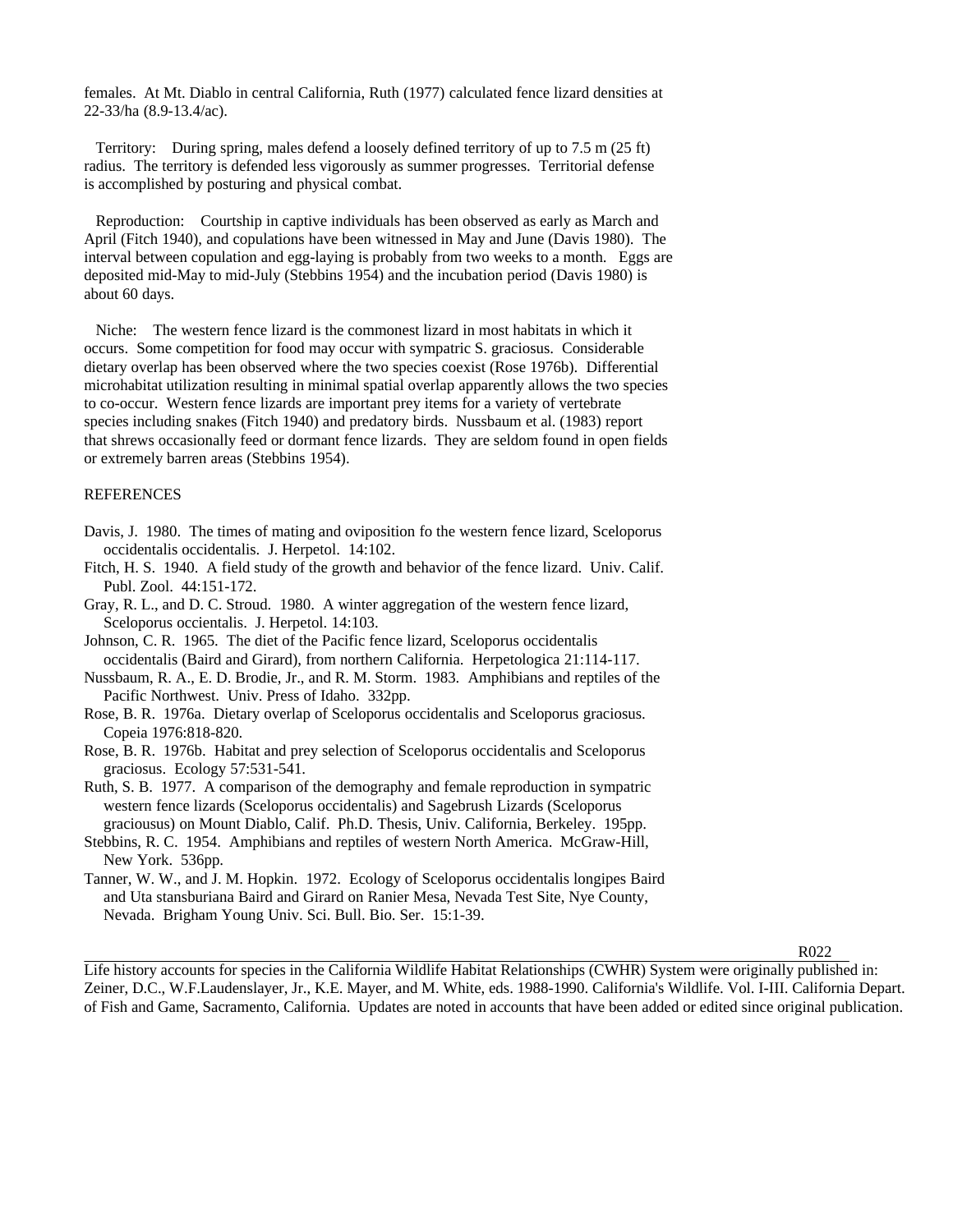females. At Mt. Diablo in central California, Ruth (1977) calculated fence lizard densities at 22-33/ha (8.9-13.4/ac).

Territory: During spring, males defend a loosely defined territory of up to 7.5 m (25 ft) radius. The territory is defended less vigorously as summer progresses. Territorial defense is accomplished by posturing and physical combat.

Reproduction: Courtship in captive individuals has been observed as early as March and April (Fitch 1940), and copulations have been witnessed in May and June (Davis 1980). The interval between copulation and egg-laying is probably from two weeks to a month. Eggs are deposited mid-May to mid-July (Stebbins 1954) and the incubation period (Davis 1980) is about 60 days.

Niche: The western fence lizard is the commonest lizard in most habitats in which it occurs. Some competition for food may occur with sympatric S. graciosus. Considerable dietary overlap has been observed where the two species coexist (Rose 1976b). Differential microhabitat utilization resulting in minimal spatial overlap apparently allows the two species to co-occur. Western fence lizards are important prey items for a variety of vertebrate species including snakes (Fitch 1940) and predatory birds. Nussbaum et al. (1983) report that shrews occasionally feed or dormant fence lizards. They are seldom found in open fields or extremely barren areas (Stebbins 1954).

REFERENCES

Davis, J. 1980. The times of mating and oviposition fo the western fence lizard, Sceloporus occidentalis occidentalis. J. Herpetol. 14:102.

Fitch, H. S. 1940. A field study of the growth and behavior of the fence lizard. Univ. Calif. Publ. Zool. 44:151-172.

Gray, R. L., and D. C. Stroud. 1980. A winter aggregation of the western fence lizard, Sceloporus occientalis. J. Herpetol. 14:103.

Johnson, C. R. 1965. The diet of the Pacific fence lizard, Sceloporus occidentalis occidentalis (Baird and Girard), from northern California. Herpetologica 21:114-117.

Nussbaum, R. A., E. D. Brodie, Jr., and R. M. Storm. 1983. Amphibians and reptiles of the Pacific Northwest. Univ. Press of Idaho. 332pp.

Rose, B. R. 1976a. Dietary overlap of Sceloporus occidentalis and Sceloporus graciosus. Copeia 1976:818-820.

Rose, B. R. 1976b. Habitat and prey selection of Sceloporus occidentalis and Sceloporus graciosus. Ecology 57:531-541.

Ruth, S. B. 1977. A comparison of the demography and female reproduction in sympatric western fence lizards (Sceloporus occidentalis) and Sagebrush Lizards (Sceloporus graciousus) on Mount Diablo, Calif. Ph.D. Thesis, Univ. California, Berkeley. 195pp.

Stebbins, R. C. 1954. Amphibians and reptiles of western North America. McGraw-Hill, New York. 536pp.

Tanner, W. W., and J. M. Hopkin. 1972. Ecology of Sceloporus occidentalis longipes Baird and Uta stansburiana Baird and Girard on Ranier Mesa, Nevada Test Site, Nye County, Nevada. Brigham Young Univ. Sci. Bull. Bio. Ser. 15:1-39.

R022

Life history accounts for species in the California Wildlife Habitat Relationships (CWHR) System were originally published in: Zeiner, D.C., W.F.Laudenslayer, Jr., K.E. Mayer, and M. White, eds. 1988-1990. California's Wildlife. Vol. I-III. California Depart. of Fish and Game, Sacramento, California. Updates are noted in accounts that have been added or edited since original publication.